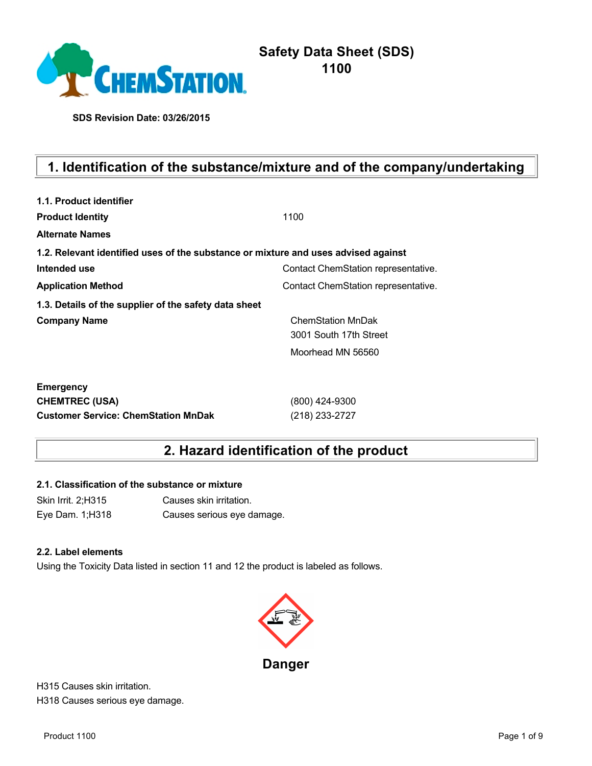# Safety Data Sheet (SDS)
# 1100

**SDS Revision Date: 03/26/2015**

## 1. Identification of the substance/mixture and of the company/undertaking

**1.1. Product identifier**

| | |
|---|---|
| **Product Identity** | 1100 |
| **Alternate Names** | |

**1.2. Relevant identified uses of the substance or mixture and uses advised against**

| | |
|---|---|
| **Intended use** | Contact ChemStation representative. |
| **Application Method** | Contact ChemStation representative. |

**1.3. Details of the supplier of the safety data sheet**

| | |
|---|---|
| **Company Name** | ChemStation MnDak<br>3001 South 17th Street<br>Moorhead MN 56560 |

| | |
|---|---|
| **Emergency** | |
| **CHEMTREC (USA)** | (800) 424-9300 |
| **Customer Service: ChemStation MnDak** | (218) 233-2727 |

## 2. Hazard identification of the product

**2.1. Classification of the substance or mixture**

| | |
|---|---|
| Skin Irrit. 2;H315 | Causes skin irritation. |
| Eye Dam. 1;H318 | Causes serious eye damage. |

**2.2. Label elements**

Using the Toxicity Data listed in section 11 and 12 the product is labeled as follows.

**Danger**

H315 Causes skin irritation.
H318 Causes serious eye damage.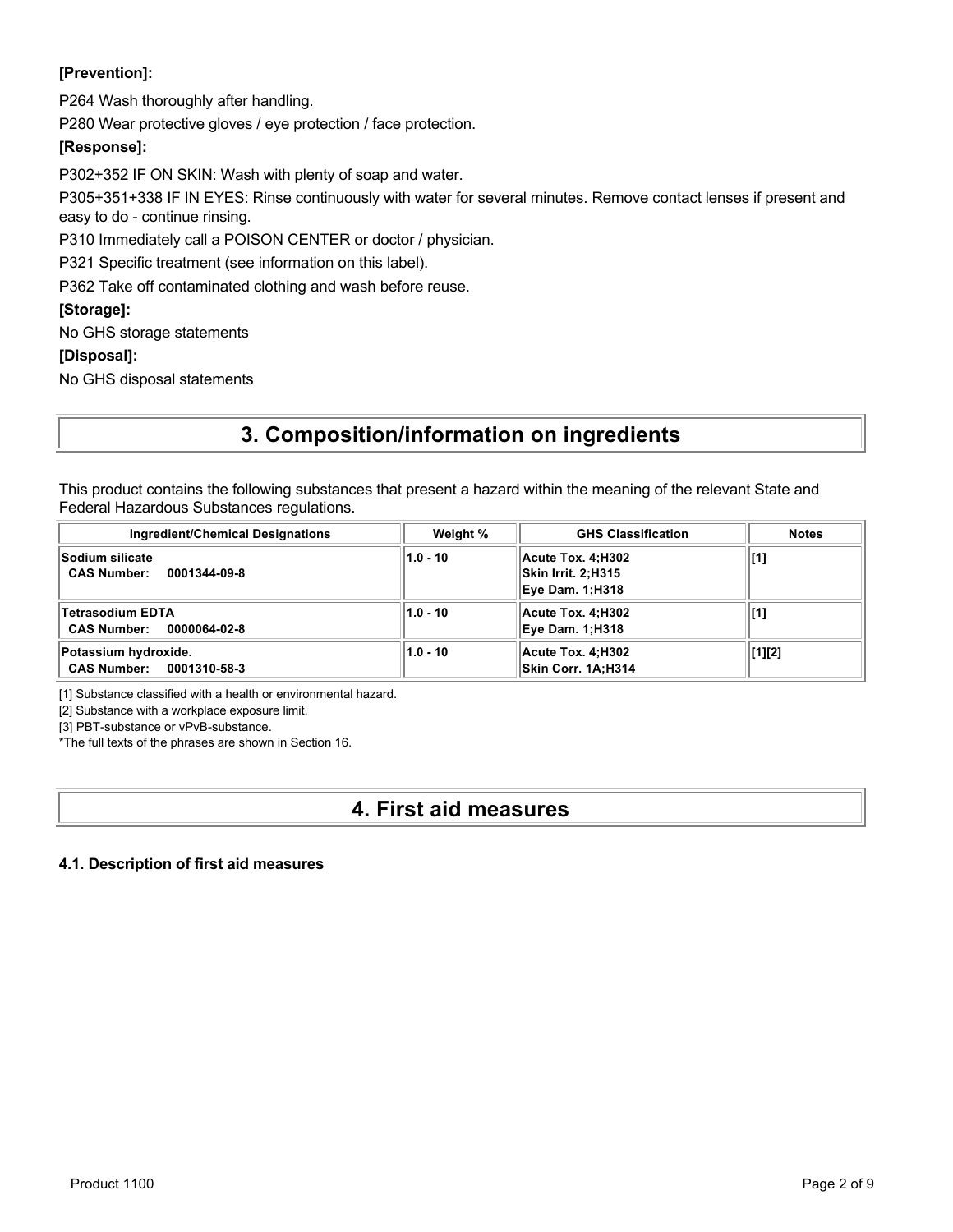**[Prevention]:**

P264 Wash thoroughly after handling.

P280 Wear protective gloves / eye protection / face protection.

**[Response]:**

P302+352 IF ON SKIN: Wash with plenty of soap and water.

P305+351+338 IF IN EYES: Rinse continuously with water for several minutes. Remove contact lenses if present and easy to do - continue rinsing.

P310 Immediately call a POISON CENTER or doctor / physician.

P321 Specific treatment (see information on this label).

P362 Take off contaminated clothing and wash before reuse.

**[Storage]:**

No GHS storage statements

**[Disposal]:**

No GHS disposal statements

# 3. Composition/information on ingredients

This product contains the following substances that present a hazard within the meaning of the relevant State and Federal Hazardous Substances regulations.

| Ingredient/Chemical Designations | Weight % | GHS Classification | Notes |
|---|---|---|---|
| **Sodium silicate**<br>**CAS Number: 0001344-09-8** | **1.0 - 10** | **Acute Tox. 4;H302**<br>**Skin Irrit. 2;H315**<br>**Eye Dam. 1;H318** | **[1]** |
| **Tetrasodium EDTA**<br>**CAS Number: 0000064-02-8** | **1.0 - 10** | **Acute Tox. 4;H302**<br>**Eye Dam. 1;H318** | **[1]** |
| **Potassium hydroxide.**<br>**CAS Number: 0001310-58-3** | **1.0 - 10** | **Acute Tox. 4;H302**<br>**Skin Corr. 1A;H314** | **[1][2]** |

[1] Substance classified with a health or environmental hazard.

[2] Substance with a workplace exposure limit.

[3] PBT-substance or vPvB-substance.

*The full texts of the phrases are shown in Section 16.

# 4. First aid measures

### 4.1. Description of first aid measures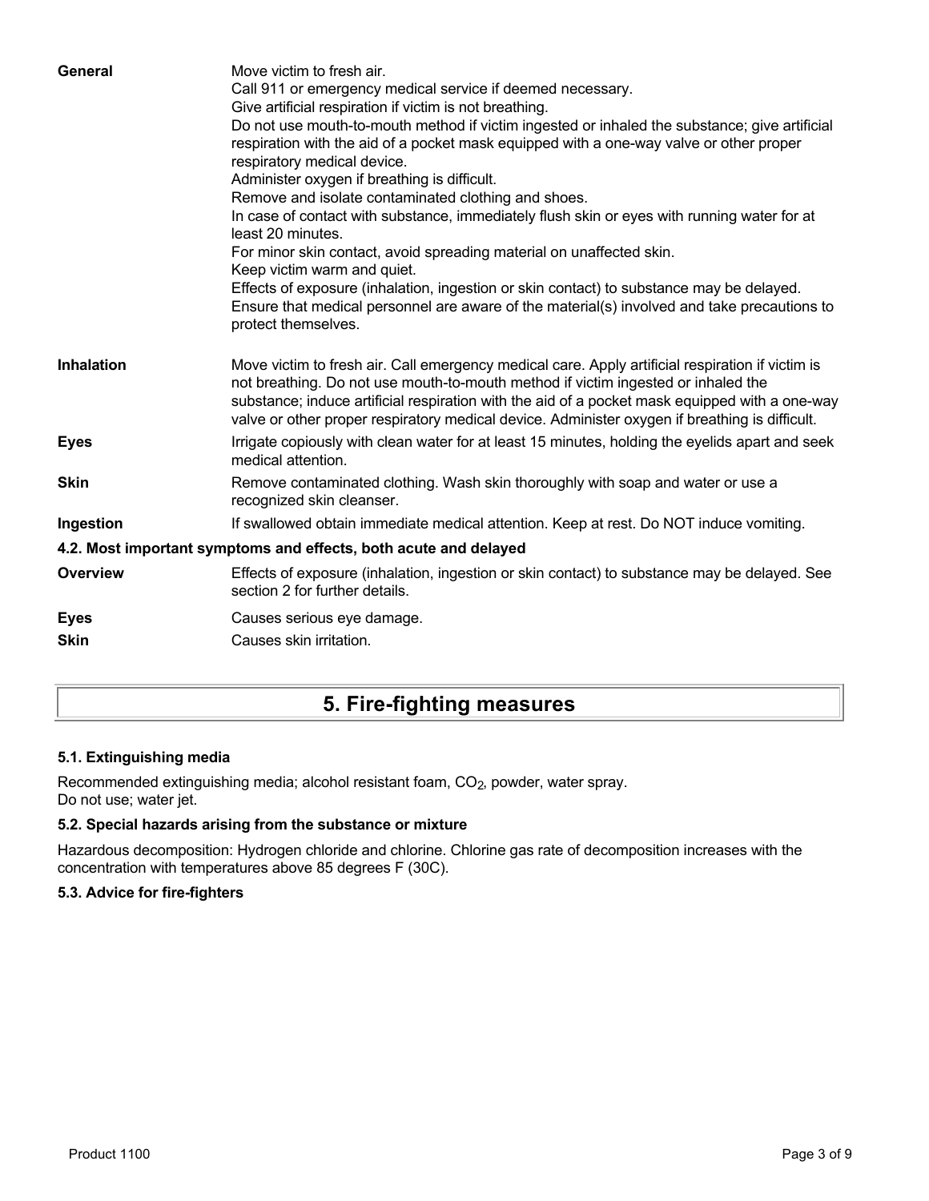| | |
|---|---|
| **General** | Move victim to fresh air.<br>Call 911 or emergency medical service if deemed necessary.<br>Give artificial respiration if victim is not breathing.<br>Do not use mouth-to-mouth method if victim ingested or inhaled the substance; give artificial respiration with the aid of a pocket mask equipped with a one-way valve or other proper respiratory medical device.<br>Administer oxygen if breathing is difficult.<br>Remove and isolate contaminated clothing and shoes.<br>In case of contact with substance, immediately flush skin or eyes with running water for at least 20 minutes.<br>For minor skin contact, avoid spreading material on unaffected skin.<br>Keep victim warm and quiet.<br>Effects of exposure (inhalation, ingestion or skin contact) to substance may be delayed.<br>Ensure that medical personnel are aware of the material(s) involved and take precautions to protect themselves. |
| **Inhalation** | Move victim to fresh air. Call emergency medical care. Apply artificial respiration if victim is not breathing. Do not use mouth-to-mouth method if victim ingested or inhaled the substance; induce artificial respiration with the aid of a pocket mask equipped with a one-way valve or other proper respiratory medical device. Administer oxygen if breathing is difficult. |
| **Eyes** | Irrigate copiously with clean water for at least 15 minutes, holding the eyelids apart and seek medical attention. |
| **Skin** | Remove contaminated clothing. Wash skin thoroughly with soap and water or use a recognized skin cleanser. |
| **Ingestion** | If swallowed obtain immediate medical attention. Keep at rest. Do NOT induce vomiting. |

### 4.2. Most important symptoms and effects, both acute and delayed

| | |
|---|---|
| **Overview** | Effects of exposure (inhalation, ingestion or skin contact) to substance may be delayed. See section 2 for further details. |
| **Eyes** | Causes serious eye damage. |
| **Skin** | Causes skin irritation. |

## 5. Fire-fighting measures

### 5.1. Extinguishing media

Recommended extinguishing media; alcohol resistant foam, $CO_2$, powder, water spray.
Do not use; water jet.

### 5.2. Special hazards arising from the substance or mixture

Hazardous decomposition: Hydrogen chloride and chlorine. Chlorine gas rate of decomposition increases with the concentration with temperatures above 85 degrees F (30C).

### 5.3. Advice for fire-fighters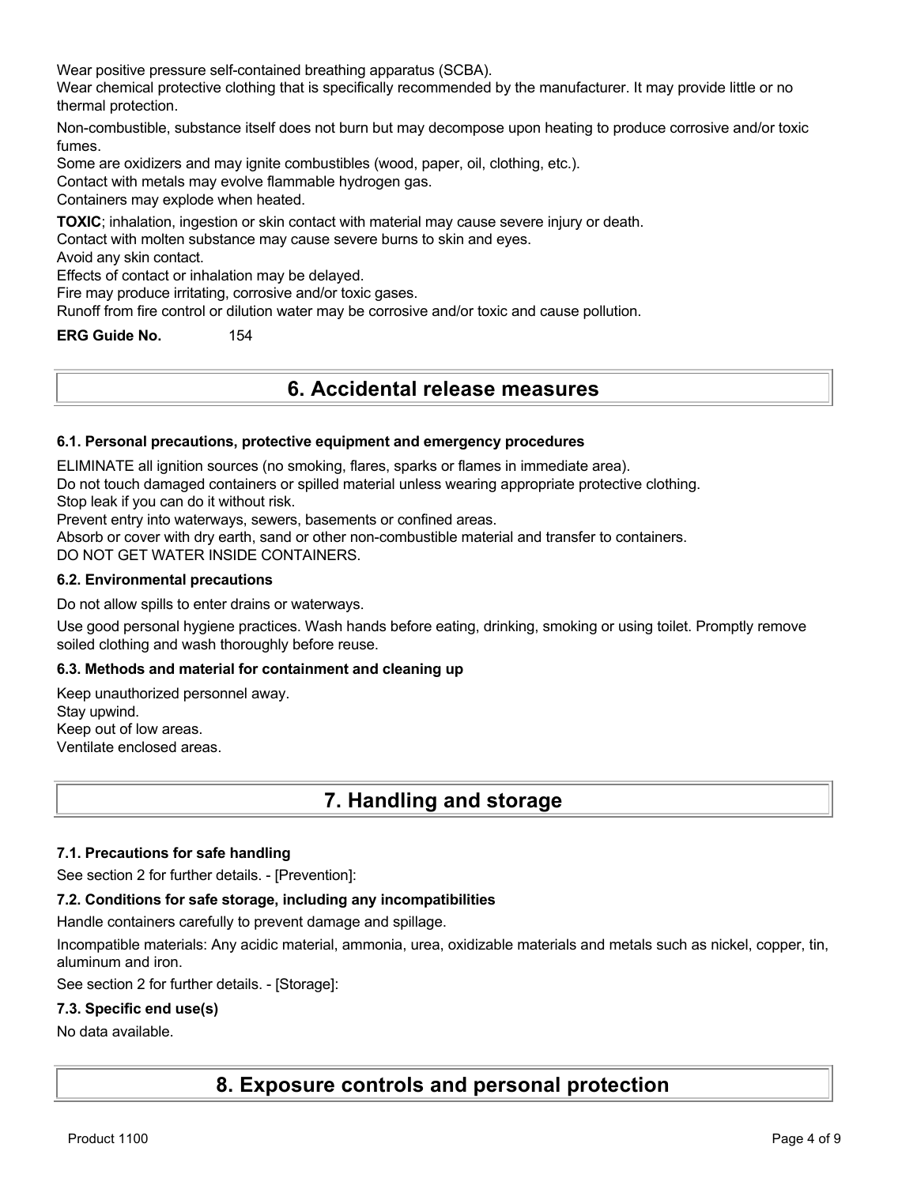Wear positive pressure self-contained breathing apparatus (SCBA).
Wear chemical protective clothing that is specifically recommended by the manufacturer. It may provide little or no thermal protection.

Non-combustible, substance itself does not burn but may decompose upon heating to produce corrosive and/or toxic fumes.
Some are oxidizers and may ignite combustibles (wood, paper, oil, clothing, etc.).
Contact with metals may evolve flammable hydrogen gas.
Containers may explode when heated.

**TOXIC**; inhalation, ingestion or skin contact with material may cause severe injury or death.
Contact with molten substance may cause severe burns to skin and eyes.
Avoid any skin contact.
Effects of contact or inhalation may be delayed.
Fire may produce irritating, corrosive and/or toxic gases.
Runoff from fire control or dilution water may be corrosive and/or toxic and cause pollution.

**ERG Guide No.** 154

# 6. Accidental release measures

### 6.1. Personal precautions, protective equipment and emergency procedures

ELIMINATE all ignition sources (no smoking, flares, sparks or flames in immediate area).
Do not touch damaged containers or spilled material unless wearing appropriate protective clothing.
Stop leak if you can do it without risk.
Prevent entry into waterways, sewers, basements or confined areas.
Absorb or cover with dry earth, sand or other non-combustible material and transfer to containers.
DO NOT GET WATER INSIDE CONTAINERS.

### 6.2. Environmental precautions

Do not allow spills to enter drains or waterways.

Use good personal hygiene practices. Wash hands before eating, drinking, smoking or using toilet. Promptly remove soiled clothing and wash thoroughly before reuse.

### 6.3. Methods and material for containment and cleaning up

Keep unauthorized personnel away.
Stay upwind.
Keep out of low areas.
Ventilate enclosed areas.

# 7. Handling and storage

### 7.1. Precautions for safe handling

See section 2 for further details. - [Prevention]:

### 7.2. Conditions for safe storage, including any incompatibilities

Handle containers carefully to prevent damage and spillage.

Incompatible materials: Any acidic material, ammonia, urea, oxidizable materials and metals such as nickel, copper, tin, aluminum and iron.

See section 2 for further details. - [Storage]:

### 7.3. Specific end use(s)

No data available.

# 8. Exposure controls and personal protection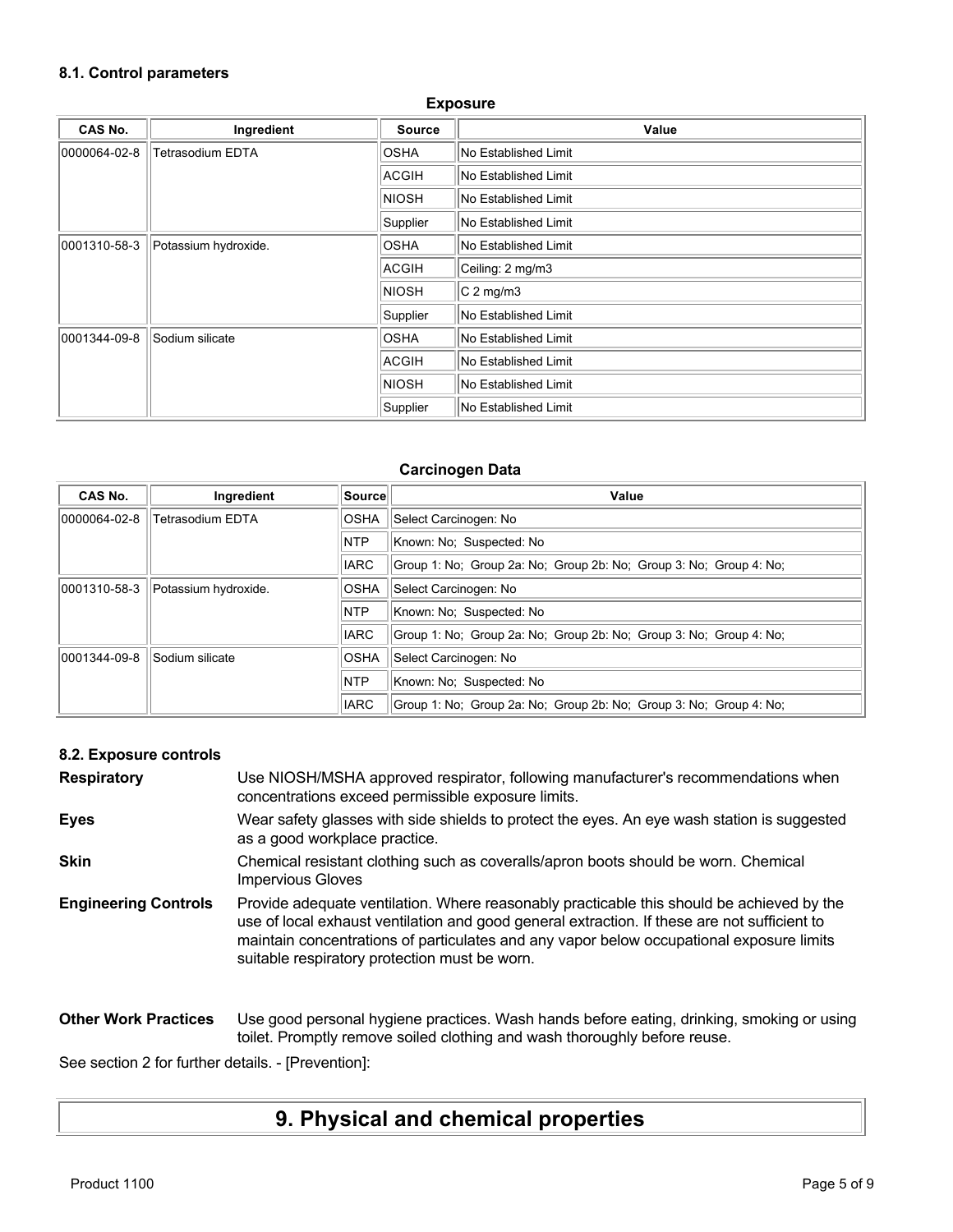### 8.1. Control parameters

**Exposure**

| CAS No. | Ingredient | Source | Value |
|---|---|---|---|
| 0000064-02-8 | Tetrasodium EDTA | OSHA | No Established Limit |
| | | ACGIH | No Established Limit |
| | | NIOSH | No Established Limit |
| | | Supplier | No Established Limit |
| 0001310-58-3 | Potassium hydroxide. | OSHA | No Established Limit |
| | | ACGIH | Ceiling: 2 mg/m3 |
| | | NIOSH | C 2 mg/m3 |
| | | Supplier | No Established Limit |
| 0001344-09-8 | Sodium silicate | OSHA | No Established Limit |
| | | ACGIH | No Established Limit |
| | | NIOSH | No Established Limit |
| | | Supplier | No Established Limit |

**Carcinogen Data**

| CAS No. | Ingredient | Source | Value |
|---|---|---|---|
| 0000064-02-8 | Tetrasodium EDTA | OSHA | Select Carcinogen: No |
| | | NTP | Known: No; Suspected: No |
| | | IARC | Group 1: No; Group 2a: No; Group 2b: No; Group 3: No; Group 4: No; |
| 0001310-58-3 | Potassium hydroxide. | OSHA | Select Carcinogen: No |
| | | NTP | Known: No; Suspected: No |
| | | IARC | Group 1: No; Group 2a: No; Group 2b: No; Group 3: No; Group 4: No; |
| 0001344-09-8 | Sodium silicate | OSHA | Select Carcinogen: No |
| | | NTP | Known: No; Suspected: No |
| | | IARC | Group 1: No; Group 2a: No; Group 2b: No; Group 3: No; Group 4: No; |

### 8.2. Exposure controls

**Respiratory** Use NIOSH/MSHA approved respirator, following manufacturer's recommendations when concentrations exceed permissible exposure limits.

**Eyes** Wear safety glasses with side shields to protect the eyes. An eye wash station is suggested as a good workplace practice.

**Skin** Chemical resistant clothing such as coveralls/apron boots should be worn. Chemical Impervious Gloves

**Engineering Controls** Provide adequate ventilation. Where reasonably practicable this should be achieved by the use of local exhaust ventilation and good general extraction. If these are not sufficient to maintain concentrations of particulates and any vapor below occupational exposure limits suitable respiratory protection must be worn.

**Other Work Practices** Use good personal hygiene practices. Wash hands before eating, drinking, smoking or using toilet. Promptly remove soiled clothing and wash thoroughly before reuse.

See section 2 for further details. - [Prevention]:

## 9. Physical and chemical properties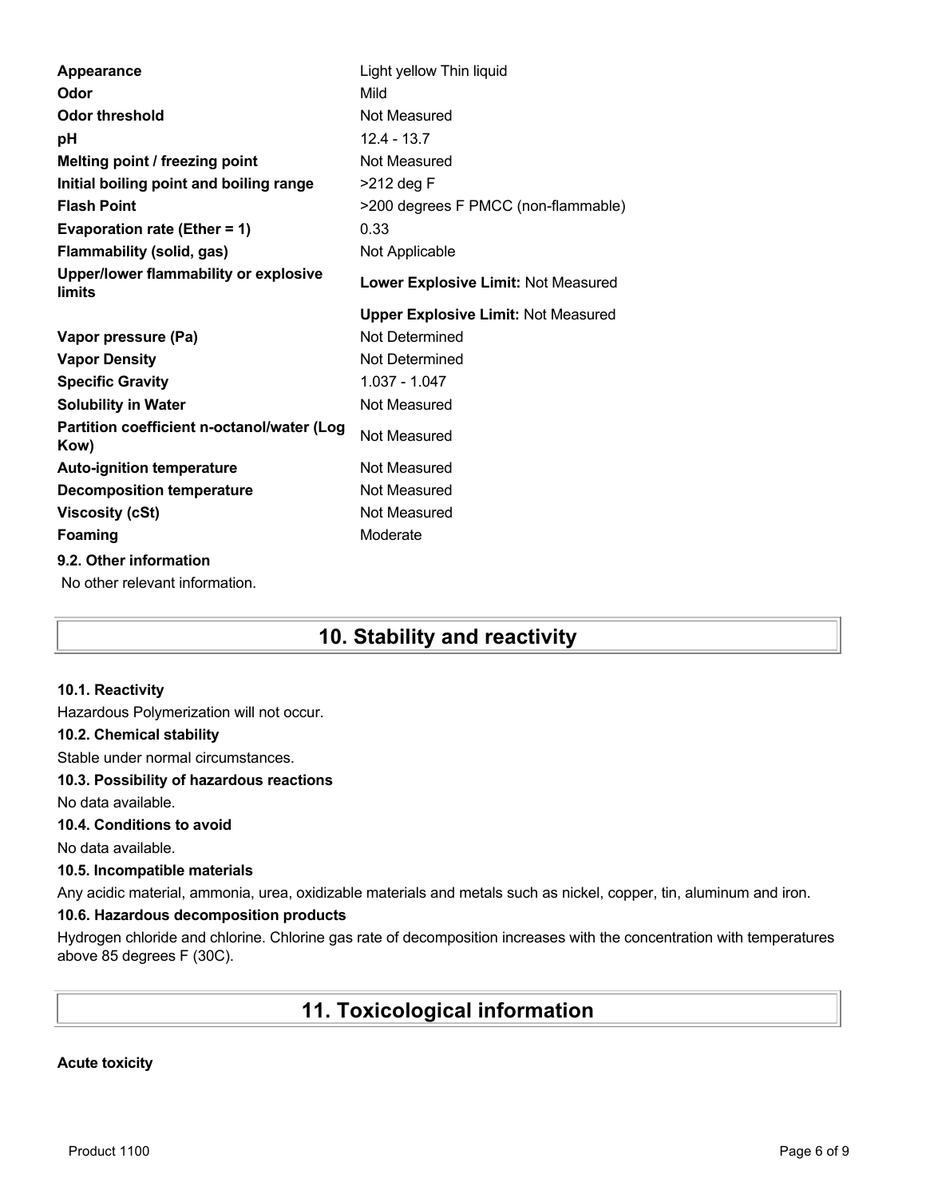| | |
|---|---|
| **Appearance** | Light yellow Thin liquid |
| **Odor** | Mild |
| **Odor threshold** | Not Measured |
| **pH** | 12.4 - 13.7 |
| **Melting point / freezing point** | Not Measured |
| **Initial boiling point and boiling range** | >212 deg F |
| **Flash Point** | >200 degrees F PMCC (non-flammable) |
| **Evaporation rate (Ether = 1)** | 0.33 |
| **Flammability (solid, gas)** | Not Applicable |
| **Upper/lower flammability or explosive limits** | **Lower Explosive Limit:** Not Measured |
| | **Upper Explosive Limit:** Not Measured |
| **Vapor pressure (Pa)** | Not Determined |
| **Vapor Density** | Not Determined |
| **Specific Gravity** | 1.037 - 1.047 |
| **Solubility in Water** | Not Measured |
| **Partition coefficient n-octanol/water (Log Kow)** | Not Measured |
| **Auto-ignition temperature** | Not Measured |
| **Decomposition temperature** | Not Measured |
| **Viscosity (cSt)** | Not Measured |
| **Foaming** | Moderate |

**9.2. Other information**

No other relevant information.

# 10. Stability and reactivity

**10.1. Reactivity**

Hazardous Polymerization will not occur.

**10.2. Chemical stability**

Stable under normal circumstances.

**10.3. Possibility of hazardous reactions**

No data available.

**10.4. Conditions to avoid**

No data available.

**10.5. Incompatible materials**

Any acidic material, ammonia, urea, oxidizable materials and metals such as nickel, copper, tin, aluminum and iron.

**10.6. Hazardous decomposition products**

Hydrogen chloride and chlorine. Chlorine gas rate of decomposition increases with the concentration with temperatures above 85 degrees F (30C).

# 11. Toxicological information

**Acute toxicity**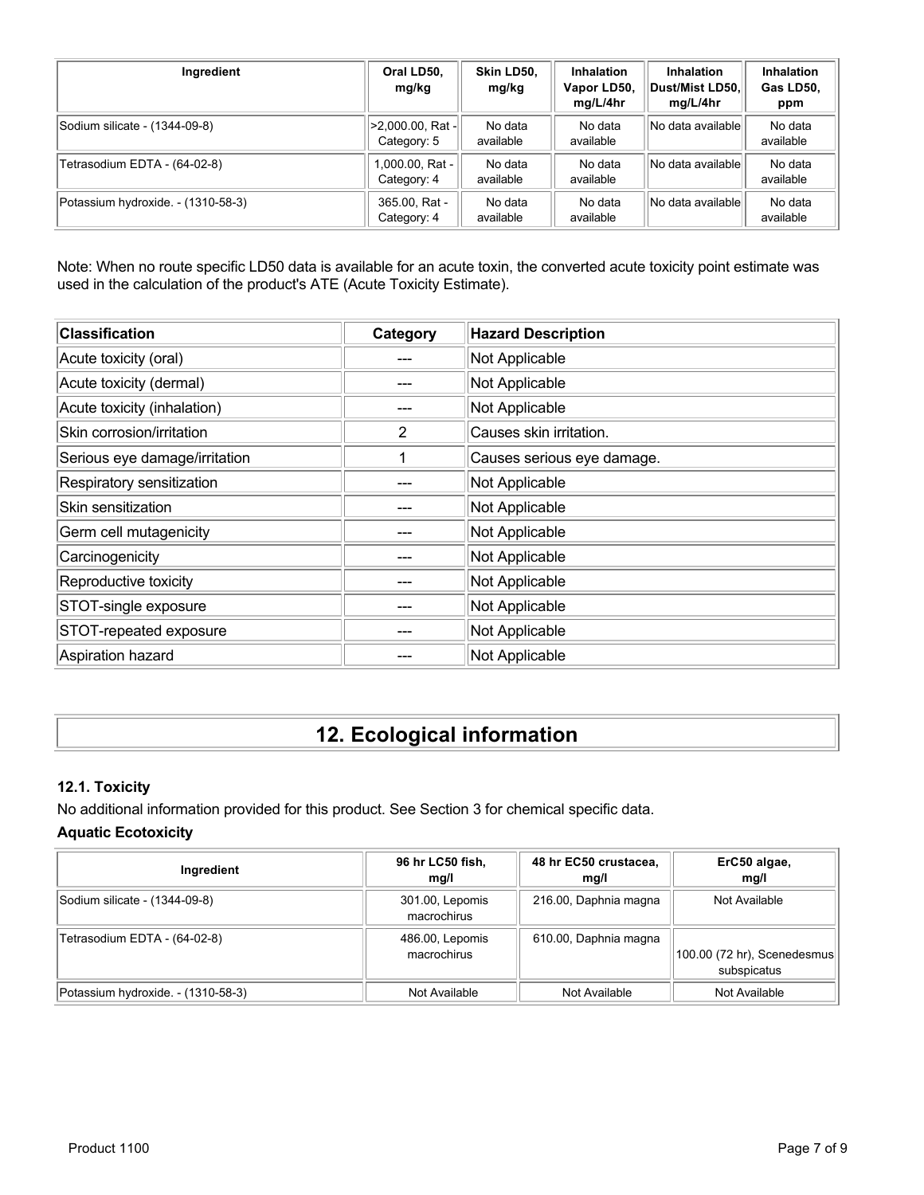| Ingredient | Oral LD50, mg/kg | Skin LD50, mg/kg | Inhalation Vapor LD50, mg/L/4hr | Inhalation Dust/Mist LD50, mg/L/4hr | Inhalation Gas LD50, ppm |
|---|---|---|---|---|---|
| Sodium silicate - (1344-09-8) | >2,000.00, Rat - Category: 5 | No data available | No data available | No data available | No data available |
| Tetrasodium EDTA - (64-02-8) | 1,000.00, Rat - Category: 4 | No data available | No data available | No data available | No data available |
| Potassium hydroxide. - (1310-58-3) | 365.00, Rat - Category: 4 | No data available | No data available | No data available | No data available |

Note: When no route specific LD50 data is available for an acute toxin, the converted acute toxicity point estimate was used in the calculation of the product's ATE (Acute Toxicity Estimate).

| Classification | Category | Hazard Description |
|---|---|---|
| Acute toxicity (oral) | --- | Not Applicable |
| Acute toxicity (dermal) | --- | Not Applicable |
| Acute toxicity (inhalation) | --- | Not Applicable |
| Skin corrosion/irritation | 2 | Causes skin irritation. |
| Serious eye damage/irritation | 1 | Causes serious eye damage. |
| Respiratory sensitization | --- | Not Applicable |
| Skin sensitization | --- | Not Applicable |
| Germ cell mutagenicity | --- | Not Applicable |
| Carcinogenicity | --- | Not Applicable |
| Reproductive toxicity | --- | Not Applicable |
| STOT-single exposure | --- | Not Applicable |
| STOT-repeated exposure | --- | Not Applicable |
| Aspiration hazard | --- | Not Applicable |

# 12. Ecological information

### 12.1. Toxicity

No additional information provided for this product. See Section 3 for chemical specific data.

**Aquatic Ecotoxicity**

| Ingredient | 96 hr LC50 fish, mg/l | 48 hr EC50 crustacea, mg/l | ErC50 algae, mg/l |
|---|---|---|---|
| Sodium silicate - (1344-09-8) | 301.00, Lepomis macrochirus | 216.00, Daphnia magna | Not Available |
| Tetrasodium EDTA - (64-02-8) | 486.00, Lepomis macrochirus | 610.00, Daphnia magna | 100.00 (72 hr), Scenedesmus subspicatus |
| Potassium hydroxide. - (1310-58-3) | Not Available | Not Available | Not Available |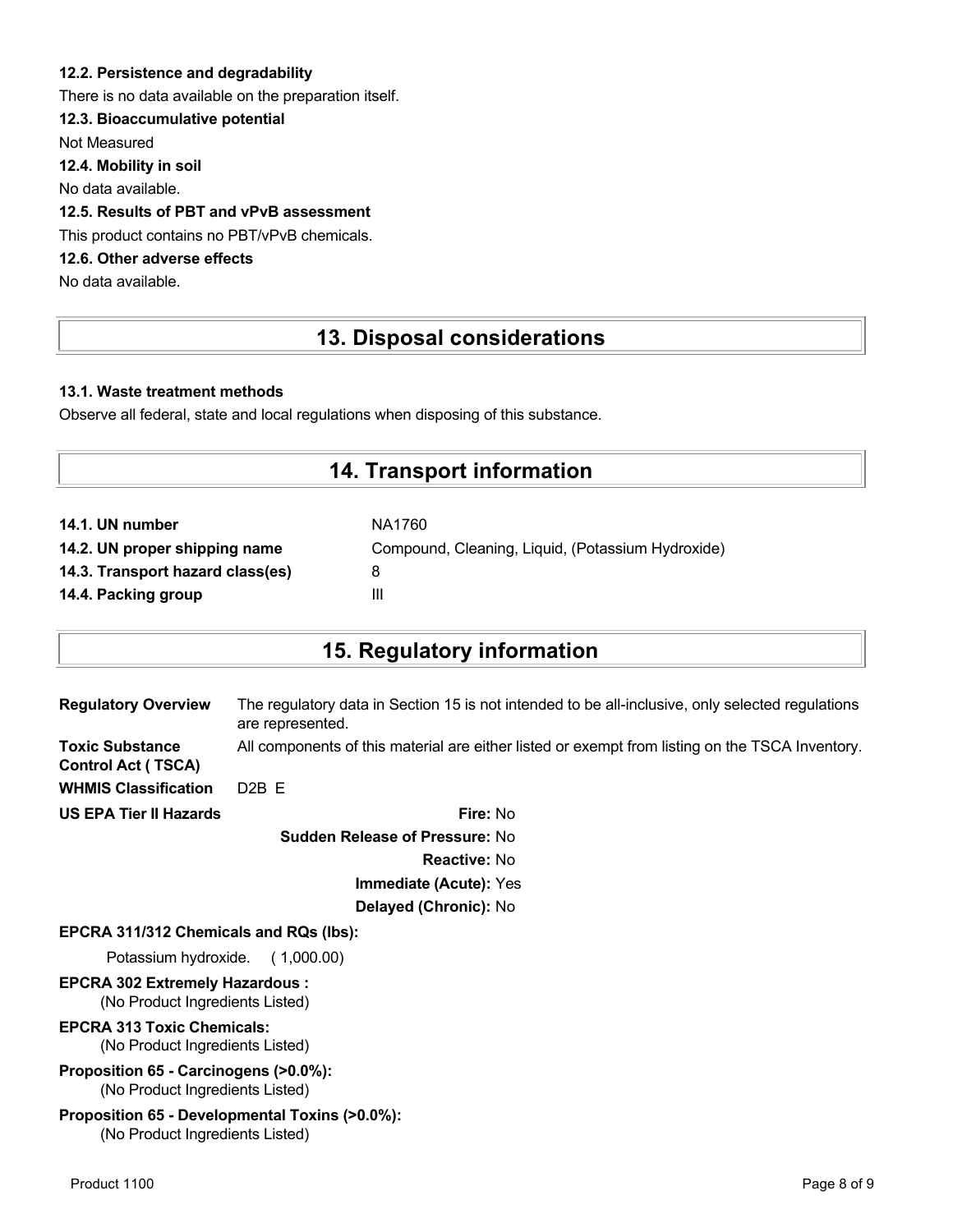### 12.2. Persistence and degradability

There is no data available on the preparation itself.

### 12.3. Bioaccumulative potential

Not Measured

### 12.4. Mobility in soil

No data available.

### 12.5. Results of PBT and vPvB assessment

This product contains no PBT/vPvB chemicals.

### 12.6. Other adverse effects

No data available.

## 13. Disposal considerations

### 13.1. Waste treatment methods

Observe all federal, state and local regulations when disposing of this substance.

## 14. Transport information

| | |
|---|---|
| **14.1. UN number** | NA1760 |
| **14.2. UN proper shipping name** | Compound, Cleaning, Liquid, (Potassium Hydroxide) |
| **14.3. Transport hazard class(es)** | 8 |
| **14.4. Packing group** | III |

## 15. Regulatory information

**Regulatory Overview** The regulatory data in Section 15 is not intended to be all-inclusive, only selected regulations are represented.

**Toxic Substance Control Act ( TSCA)** All components of this material are either listed or exempt from listing on the TSCA Inventory.

**WHMIS Classification** D2B E

**US EPA Tier II Hazards**

- **Fire:** No
- **Sudden Release of Pressure:** No
- **Reactive:** No
- **Immediate (Acute):** Yes
- **Delayed (Chronic):** No

**EPCRA 311/312 Chemicals and RQs (lbs):**

Potassium hydroxide. ( 1,000.00)

**EPCRA 302 Extremely Hazardous :**

(No Product Ingredients Listed)

**EPCRA 313 Toxic Chemicals:**

(No Product Ingredients Listed)

**Proposition 65 - Carcinogens (>0.0%):**

(No Product Ingredients Listed)

**Proposition 65 - Developmental Toxins (>0.0%):**

(No Product Ingredients Listed)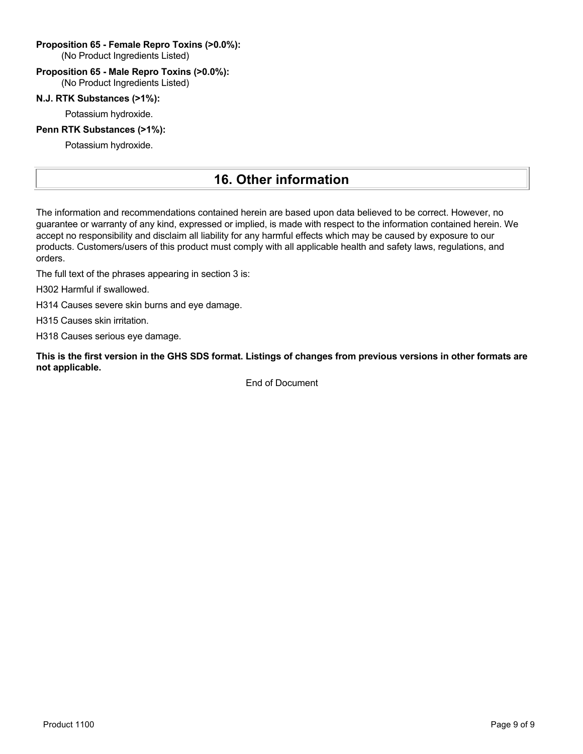**Proposition 65 - Female Repro Toxins (>0.0%):**
(No Product Ingredients Listed)

**Proposition 65 - Male Repro Toxins (>0.0%):**
(No Product Ingredients Listed)

**N.J. RTK Substances (>1%):**

Potassium hydroxide.

**Penn RTK Substances (>1%):**

Potassium hydroxide.

## 16. Other information

The information and recommendations contained herein are based upon data believed to be correct. However, no guarantee or warranty of any kind, expressed or implied, is made with respect to the information contained herein. We accept no responsibility and disclaim all liability for any harmful effects which may be caused by exposure to our products. Customers/users of this product must comply with all applicable health and safety laws, regulations, and orders.

The full text of the phrases appearing in section 3 is:

H302 Harmful if swallowed.

H314 Causes severe skin burns and eye damage.

H315 Causes skin irritation.

H318 Causes serious eye damage.

**This is the first version in the GHS SDS format. Listings of changes from previous versions in other formats are not applicable.**

End of Document